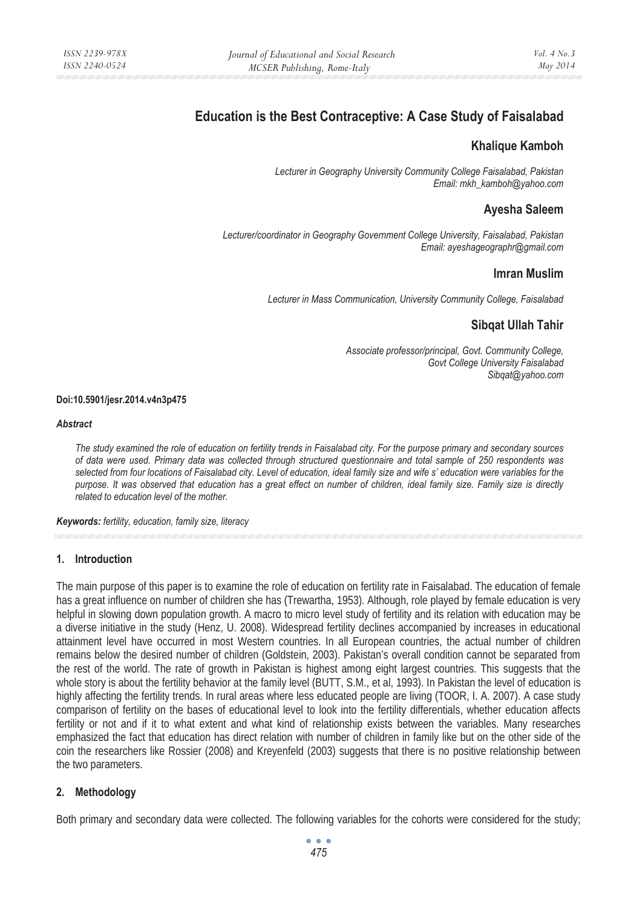# Education is the Best Contraceptive: A Case Study of Faisalabad

## Khalique Kamboh

*Lecturer in Geography University Community College Faisalabad, Pakistan*
*Email: mkh_kamboh@yahoo.com*

## Ayesha Saleem

*Lecturer/coordinator in Geography Government College University, Faisalabad, Pakistan*
*Email: ayeshageographr@gmail.com*

## Imran Muslim

*Lecturer in Mass Communication, University Community College, Faisalabad*

## Sibqat Ullah Tahir

*Associate professor/principal, Govt. Community College,*
*Govt College University Faisalabad*
*Sibqat@yahoo.com*

**Doi:10.5901/jesr.2014.v4n3p475**

***Abstract***

*The study examined the role of education on fertility trends in Faisalabad city. For the purpose primary and secondary sources of data were used. Primary data was collected through structured questionnaire and total sample of 250 respondents was selected from four locations of Faisalabad city. Level of education, ideal family size and wife s' education were variables for the purpose. It was observed that education has a great effect on number of children, ideal family size. Family size is directly related to education level of the mother.*

***Keywords:*** *fertility, education, family size, literacy*

### 1. Introduction

The main purpose of this paper is to examine the role of education on fertility rate in Faisalabad. The education of female has a great influence on number of children she has (Trewartha, 1953). Although, role played by female education is very helpful in slowing down population growth. A macro to micro level study of fertility and its relation with education may be a diverse initiative in the study (Henz, U. 2008). Widespread fertility declines accompanied by increases in educational attainment level have occurred in most Western countries. In all European countries, the actual number of children remains below the desired number of children (Goldstein, 2003). Pakistan's overall condition cannot be separated from the rest of the world. The rate of growth in Pakistan is highest among eight largest countries. This suggests that the whole story is about the fertility behavior at the family level (BUTT, S.M., et al, 1993). In Pakistan the level of education is highly affecting the fertility trends. In rural areas where less educated people are living (TOOR, I. A. 2007). A case study comparison of fertility on the bases of educational level to look into the fertility differentials, whether education affects fertility or not and if it to what extent and what kind of relationship exists between the variables. Many researches emphasized the fact that education has direct relation with number of children in family like but on the other side of the coin the researchers like Rossier (2008) and Kreyenfeld (2003) suggests that there is no positive relationship between the two parameters.

### 2. Methodology

Both primary and secondary data were collected. The following variables for the cohorts were considered for the study;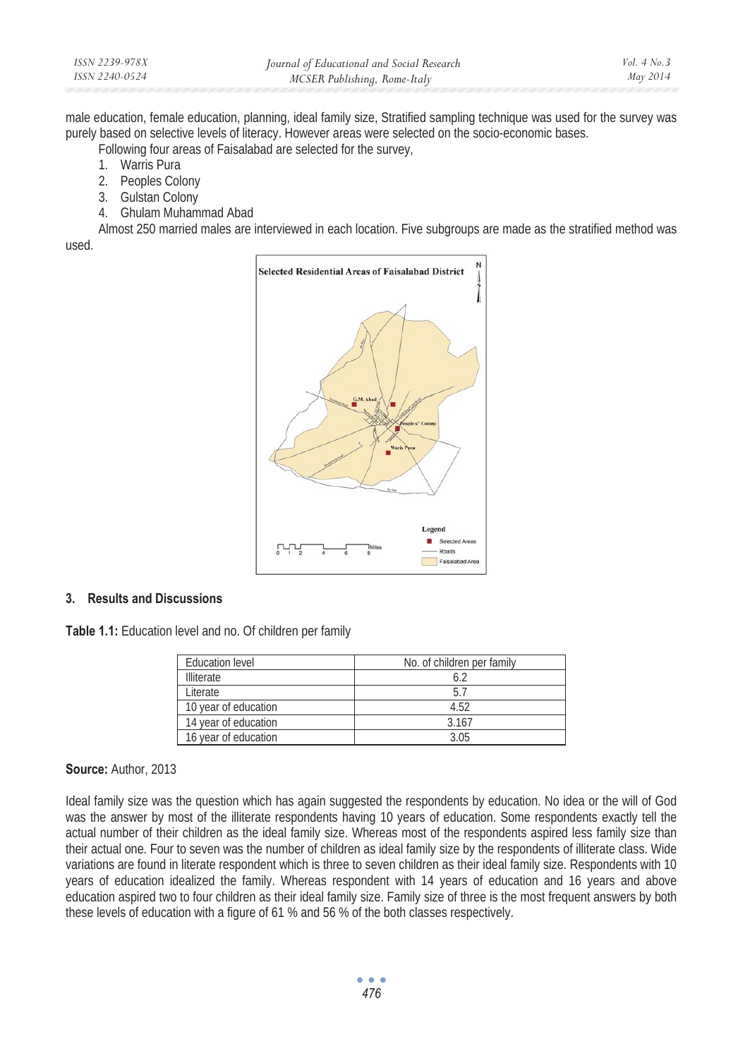male education, female education, planning, ideal family size, Stratified sampling technique was used for the survey was purely based on selective levels of literacy. However areas were selected on the socio-economic bases.

Following four areas of Faisalabad are selected for the survey,

1. Warris Pura
2. Peoples Colony
3. Gulstan Colony
4. Ghulam Muhammad Abad

Almost 250 married males are interviewed in each location. Five subgroups are made as the stratified method was used.

Selected Residential Areas of Faisalabad District

N

G.M. Abad

People's' Colony

Waris Pura

Legend

Selected Areas

Roads

Faisalabad Area

0 1 2 4 6 8 Miles

## 3. Results and Discussions

**Table 1.1:** Education level and no. Of children per family

| Education level | No. of children per family |
|---|---|
| Illiterate | 6.2 |
| Literate | 5.7 |
| 10 year of education | 4.52 |
| 14 year of education | 3.167 |
| 16 year of education | 3.05 |

**Source:** Author, 2013

Ideal family size was the question which has again suggested the respondents by education. No idea or the will of God was the answer by most of the illiterate respondents having 10 years of education. Some respondents exactly tell the actual number of their children as the ideal family size. Whereas most of the respondents aspired less family size than their actual one. Four to seven was the number of children as ideal family size by the respondents of illiterate class. Wide variations are found in literate respondent which is three to seven children as their ideal family size. Respondents with 10 years of education idealized the family. Whereas respondent with 14 years of education and 16 years and above education aspired two to four children as their ideal family size. Family size of three is the most frequent answers by both these levels of education with a figure of 61 % and 56 % of the both classes respectively.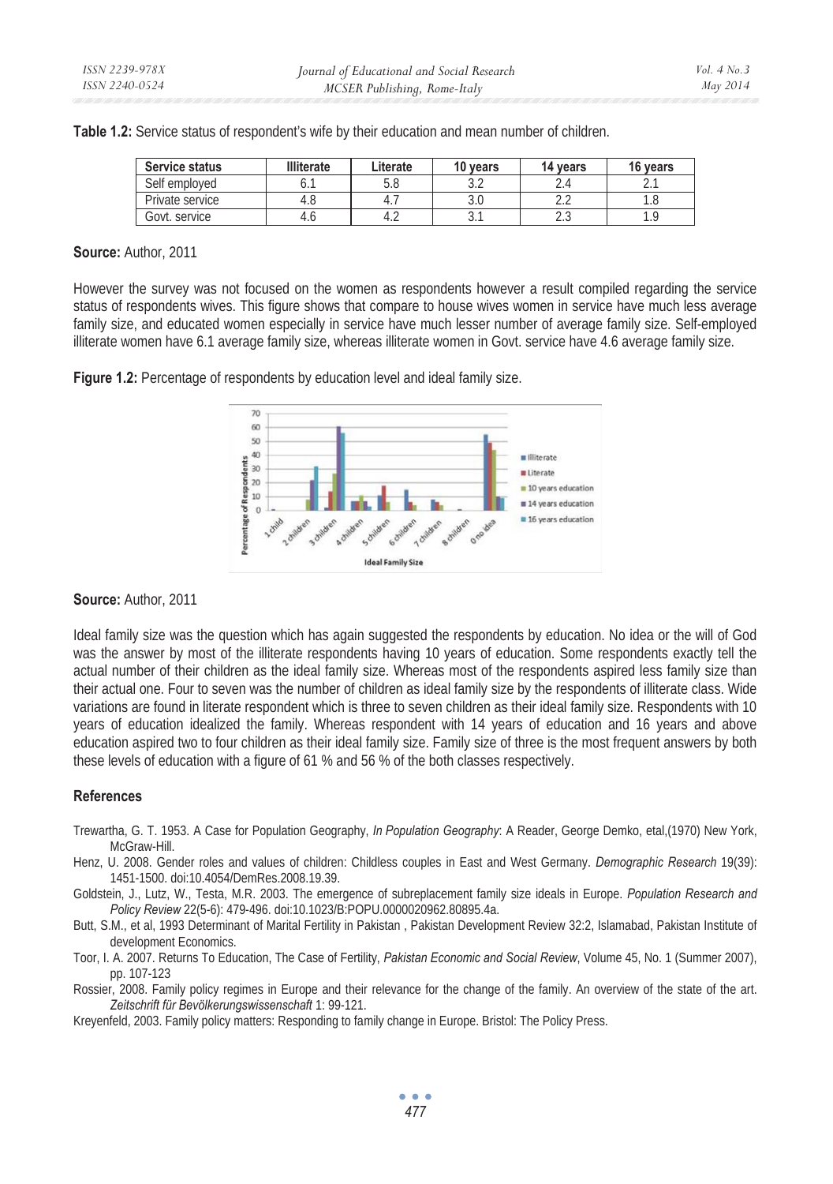**Table 1.2:** Service status of respondent's wife by their education and mean number of children.

| Service status | Illiterate | Literate | 10 years | 14 years | 16 years |
|---|---|---|---|---|---|
| Self employed | 6.1 | 5.8 | 3.2 | 2.4 | 2.1 |
| Private service | 4.8 | 4.7 | 3.0 | 2.2 | 1.8 |
| Govt. service | 4.6 | 4.2 | 3.1 | 2.3 | 1.9 |

**Source:** Author, 2011

However the survey was not focused on the women as respondents however a result compiled regarding the service status of respondents wives. This figure shows that compare to house wives women in service have much less average family size, and educated women especially in service have much lesser number of average family size. Self-employed illiterate women have 6.1 average family size, whereas illiterate women in Govt. service have 4.6 average family size.

**Figure 1.2:** Percentage of respondents by education level and ideal family size.

70
60
50
40
30
20
10
0

Percentage of Respondents

1 child
2 children
3 children
4 children
5 children
6 children
7 children
8 children
0 no idea

Ideal Family Size

Illiterate
Literate
10 years education
14 years education
16 years education

**Source:** Author, 2011

Ideal family size was the question which has again suggested the respondents by education. No idea or the will of God was the answer by most of the illiterate respondents having 10 years of education. Some respondents exactly tell the actual number of their children as the ideal family size. Whereas most of the respondents aspired less family size than their actual one. Four to seven was the number of children as ideal family size by the respondents of illiterate class. Wide variations are found in literate respondent which is three to seven children as their ideal family size. Respondents with 10 years of education idealized the family. Whereas respondent with 14 years of education and 16 years and above education aspired two to four children as their ideal family size. Family size of three is the most frequent answers by both these levels of education with a figure of 61 % and 56 % of the both classes respectively.

## References

Trewartha, G. T. 1953. A Case for Population Geography, *In Population Geography*: A Reader, George Demko, etal,(1970) New York, McGraw-Hill.

Henz, U. 2008. Gender roles and values of children: Childless couples in East and West Germany. *Demographic Research* 19(39): 1451-1500. doi:10.4054/DemRes.2008.19.39.

Goldstein, J., Lutz, W., Testa, M.R. 2003. The emergence of subreplacement family size ideals in Europe. *Population Research and Policy Review* 22(5-6): 479-496. doi:10.1023/B:POPU.0000020962.80895.4a.

Butt, S.M., et al, 1993 Determinant of Marital Fertility in Pakistan , Pakistan Development Review 32:2, Islamabad, Pakistan Institute of development Economics.

Toor, I. A. 2007. Returns To Education, The Case of Fertility, *Pakistan Economic and Social Review*, Volume 45, No. 1 (Summer 2007), pp. 107-123

Rossier, 2008. Family policy regimes in Europe and their relevance for the change of the family. An overview of the state of the art. *Zeitschrift für Bevölkerungswissenschaft* 1: 99-121.

Kreyenfeld, 2003. Family policy matters: Responding to family change in Europe. Bristol: The Policy Press.